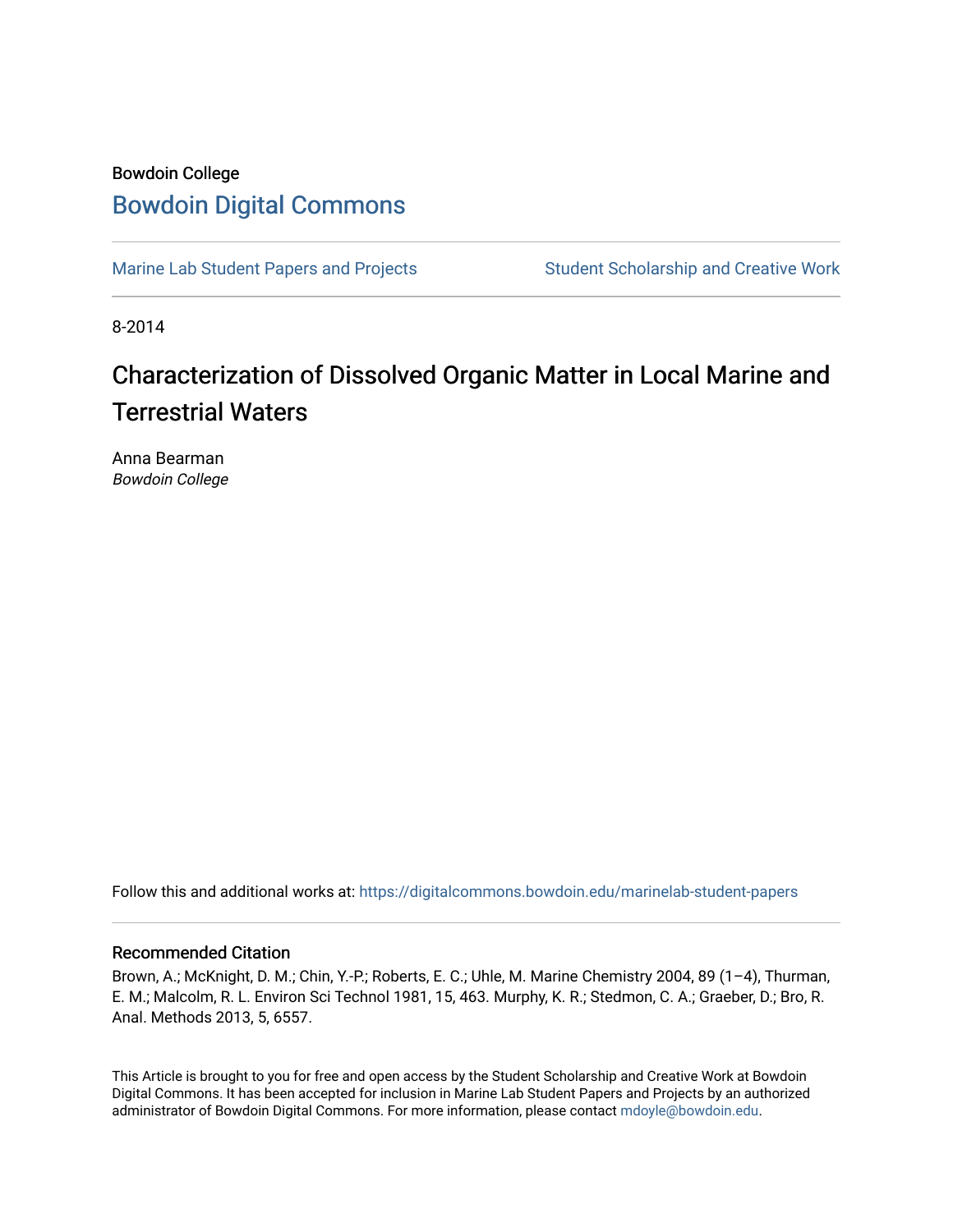Bowdoin College

# Bowdoin Digital Commons

Marine Lab Student Papers and Projects

Student Scholarship and Creative Work

8-2014

# Characterization of Dissolved Organic Matter in Local Marine and Terrestrial Waters

Anna Bearman
*Bowdoin College*

Follow this and additional works at: https://digitalcommons.bowdoin.edu/marinelab-student-papers

## Recommended Citation

Brown, A.; McKnight, D. M.; Chin, Y.-P.; Roberts, E. C.; Uhle, M. Marine Chemistry 2004, 89 (1–4), Thurman, E. M.; Malcolm, R. L. Environ Sci Technol 1981, 15, 463. Murphy, K. R.; Stedmon, C. A.; Graeber, D.; Bro, R. Anal. Methods 2013, 5, 6557.

This Article is brought to you for free and open access by the Student Scholarship and Creative Work at Bowdoin Digital Commons. It has been accepted for inclusion in Marine Lab Student Papers and Projects by an authorized administrator of Bowdoin Digital Commons. For more information, please contact mdoyle@bowdoin.edu.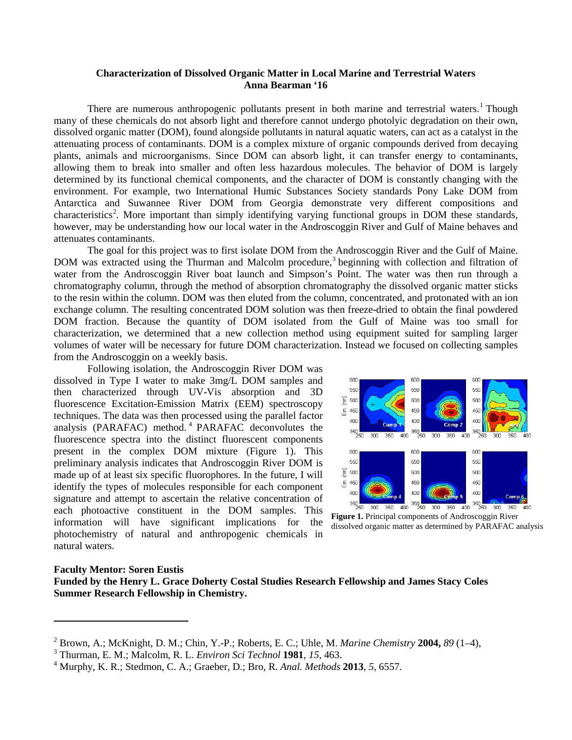**Characterization of Dissolved Organic Matter in Local Marine and Terrestrial Waters**
**Anna Bearman '16**

There are numerous anthropogenic pollutants present in both marine and terrestrial waters.[1] Though many of these chemicals do not absorb light and therefore cannot undergo photolyic degradation on their own, dissolved organic matter (DOM), found alongside pollutants in natural aquatic waters, can act as a catalyst in the attenuating process of contaminants. DOM is a complex mixture of organic compounds derived from decaying plants, animals and microorganisms. Since DOM can absorb light, it can transfer energy to contaminants, allowing them to break into smaller and often less hazardous molecules. The behavior of DOM is largely determined by its functional chemical components, and the character of DOM is constantly changing with the environment. For example, two International Humic Substances Society standards Pony Lake DOM from Antarctica and Suwannee River DOM from Georgia demonstrate very different compositions and characteristics[2]. More important than simply identifying varying functional groups in DOM these standards, however, may be understanding how our local water in the Androscoggin River and Gulf of Maine behaves and attenuates contaminants.

The goal for this project was to first isolate DOM from the Androscoggin River and the Gulf of Maine. DOM was extracted using the Thurman and Malcolm procedure,[3] beginning with collection and filtration of water from the Androscoggin River boat launch and Simpson's Point. The water was then run through a chromatography column, through the method of absorption chromatography the dissolved organic matter sticks to the resin within the column. DOM was then eluted from the column, concentrated, and protonated with an ion exchange column. The resulting concentrated DOM solution was then freeze-dried to obtain the final powdered DOM fraction. Because the quantity of DOM isolated from the Gulf of Maine was too small for characterization, we determined that a new collection method using equipment suited for sampling larger volumes of water will be necessary for future DOM characterization. Instead we focused on collecting samples from the Androscoggin on a weekly basis.

Following isolation, the Androscoggin River DOM was dissolved in Type I water to make 3mg/L DOM samples and then characterized through UV-Vis absorption and 3D fluorescence Excitation-Emission Matrix (EEM) spectroscopy techniques. The data was then processed using the parallel factor analysis (PARAFAC) method.[4] PARAFAC deconvolutes the fluorescence spectra into the distinct fluorescent components present in the complex DOM mixture (Figure 1). This preliminary analysis indicates that Androscoggin River DOM is made up of at least six specific fluorophores. In the future, I will identify the types of molecules responsible for each component signature and attempt to ascertain the relative concentration of each photoactive constituent in the DOM samples. This information will have significant implications for the photochemistry of natural and anthropogenic chemicals in natural waters.

Em. (nm)
600 550 500 450 400 350
250 300 350 400
Comp 1 Comp 2 Comp 3 Comp 4 Comp 5 Comp 6

**Figure 1.** Principal components of Androscoggin River dissolved organic matter as determined by PARAFAC analysis

**Faculty Mentor: Soren Eustis**
**Funded by the Henry L. Grace Doherty Costal Studies Research Fellowship and James Stacy Coles Summer Research Fellowship in Chemistry.**

---

[2] Brown, A.; McKnight, D. M.; Chin, Y.-P.; Roberts, E. C.; Uhle, M. *Marine Chemistry* **2004,** *89* (1–4),

[3] Thurman, E. M.; Malcolm, R. L. *Environ Sci Technol* **1981**, *15*, 463.

[4] Murphy, K. R.; Stedmon, C. A.; Graeber, D.; Bro, R. *Anal. Methods* **2013**, *5*, 6557.